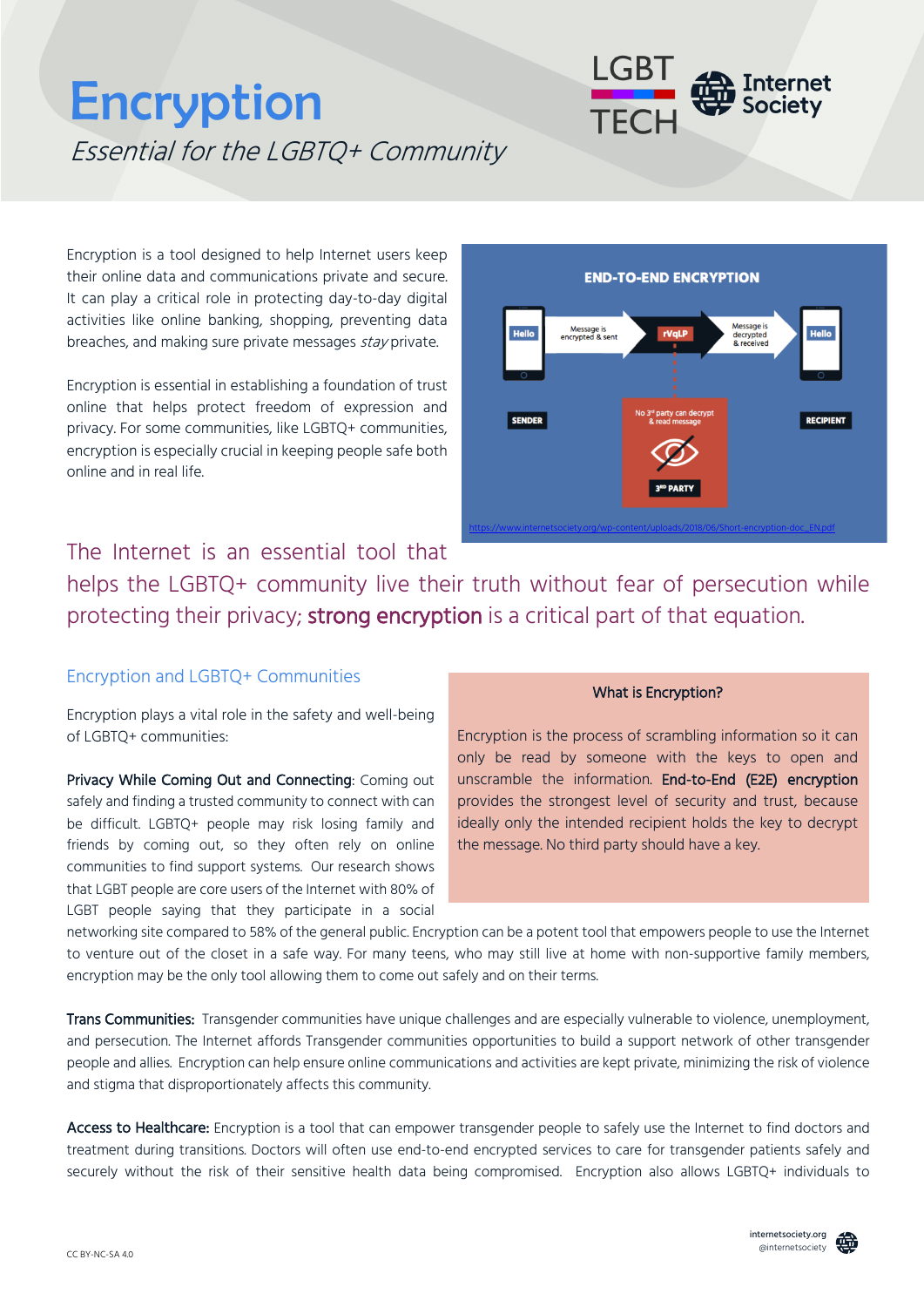# Encryption

*Essential for the LGBTQ+ Community*

Encryption is a tool designed to help Internet users keep their online data and communications private and secure. It can play a critical role in protecting day-to-day digital activities like online banking, shopping, preventing data breaches, and making sure private messages *stay* private.

Encryption is essential in establishing a foundation of trust online that helps protect freedom of expression and privacy. For some communities, like LGBTQ+ communities, encryption is especially crucial in keeping people safe both online and in real life.

END-TO-END ENCRYPTION

SENDER — Hello — Message is encrypted & sent — rVqLP — Message is decrypted & received — Hello — RECIPIENT

No 3rd party can decrypt & read message — 3RD PARTY

https://www.internetsociety.org/wp-content/uploads/2018/06/Short-encryption-doc_EN.pdf

The Internet is an essential tool that helps the LGBTQ+ community live their truth without fear of persecution while protecting their privacy; **strong encryption** is a critical part of that equation.

## Encryption and LGBTQ+ Communities

Encryption plays a vital role in the safety and well-being of LGBTQ+ communities:

**What is Encryption?**

Encryption is the process of scrambling information so it can only be read by someone with the keys to open and unscramble the information. **End-to-End (E2E) encryption** provides the strongest level of security and trust, because ideally only the intended recipient holds the key to decrypt the message. No third party should have a key.

**Privacy While Coming Out and Connecting**: Coming out safely and finding a trusted community to connect with can be difficult. LGBTQ+ people may risk losing family and friends by coming out, so they often rely on online communities to find support systems. Our research shows that LGBT people are core users of the Internet with 80% of LGBT people saying that they participate in a social networking site compared to 58% of the general public. Encryption can be a potent tool that empowers people to use the Internet to venture out of the closet in a safe way. For many teens, who may still live at home with non-supportive family members, encryption may be the only tool allowing them to come out safely and on their terms.

**Trans Communities:** Transgender communities have unique challenges and are especially vulnerable to violence, unemployment, and persecution. The Internet affords Transgender communities opportunities to build a support network of other transgender people and allies. Encryption can help ensure online communications and activities are kept private, minimizing the risk of violence and stigma that disproportionately affects this community.

**Access to Healthcare:** Encryption is a tool that can empower transgender people to safely use the Internet to find doctors and treatment during transitions. Doctors will often use end-to-end encrypted services to care for transgender patients safely and securely without the risk of their sensitive health data being compromised. Encryption also allows LGBTQ+ individuals to

CC BY-NC-SA 4.0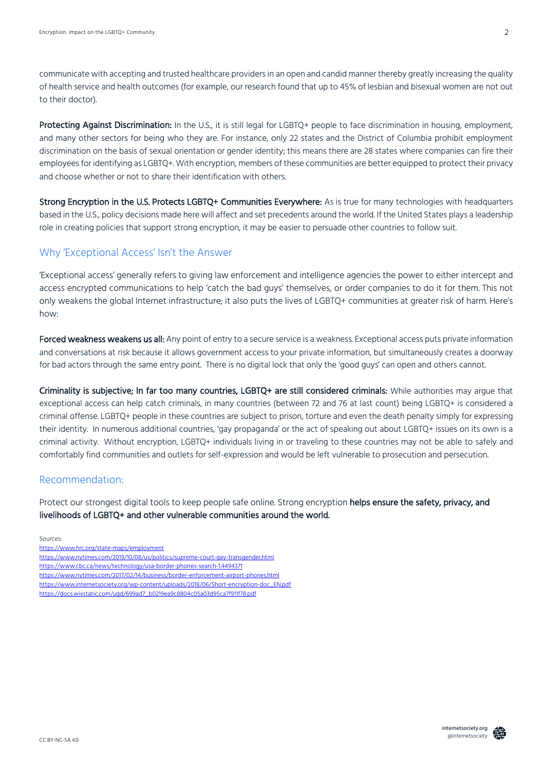communicate with accepting and trusted healthcare providers in an open and candid manner thereby greatly increasing the quality of health service and health outcomes (for example, our research found that up to 45% of lesbian and bisexual women are not out to their doctor).

**Protecting Against Discrimination:** In the U.S., it is still legal for LGBTQ+ people to face discrimination in housing, employment, and many other sectors for being who they are. For instance, only 22 states and the District of Columbia prohibit employment discrimination on the basis of sexual orientation or gender identity; this means there are 28 states where companies can fire their employees for identifying as LGBTQ+. With encryption, members of these communities are better equipped to protect their privacy and choose whether or not to share their identification with others.

**Strong Encryption in the U.S. Protects LGBTQ+ Communities Everywhere:** As is true for many technologies with headquarters based in the U.S., policy decisions made here will affect and set precedents around the world. If the United States plays a leadership role in creating policies that support strong encryption, it may be easier to persuade other countries to follow suit.

## Why 'Exceptional Access' Isn't the Answer

'Exceptional access' generally refers to giving law enforcement and intelligence agencies the power to either intercept and access encrypted communications to help 'catch the bad guys' themselves, or order companies to do it for them. This not only weakens the global Internet infrastructure; it also puts the lives of LGBTQ+ communities at greater risk of harm. Here's how:

**Forced weakness weakens us all:** Any point of entry to a secure service is a weakness. Exceptional access puts private information and conversations at risk because it allows government access to your private information, but simultaneously creates a doorway for bad actors through the same entry point. There is no digital lock that only the 'good guys' can open and others cannot.

**Criminality is subjective; In far too many countries, LGBTQ+ are still considered criminals:** While authorities may argue that exceptional access can help catch criminals, in many countries (between 72 and 76 at last count) being LGBTQ+ is considered a criminal offense. LGBTQ+ people in these countries are subject to prison, torture and even the death penalty simply for expressing their identity. In numerous additional countries, 'gay propaganda' or the act of speaking out about LGBTQ+ issues on its own is a criminal activity. Without encryption, LGBTQ+ individuals living in or traveling to these countries may not be able to safely and comfortably find communities and outlets for self-expression and would be left vulnerable to prosecution and persecution.

## Recommendation:

Protect our strongest digital tools to keep people safe online. Strong encryption **helps ensure the safety, privacy, and livelihoods of LGBTQ+ and other vulnerable communities around the world.**

Sources:
https://www.hrc.org/state-maps/employment
https://www.nytimes.com/2019/10/08/us/politics/supreme-court-gay-transgender.html
https://www.cbc.ca/news/technology/usa-border-phones-search-1.4494371
https://www.nytimes.com/2017/02/14/business/border-enforcement-airport-phones.html
https://www.internetsociety.org/wp-content/uploads/2018/06/Short-encryption-doc_EN.pdf
https://docs.wixstatic.com/ugd/699ad7_b0219ea9c8804c05a03d95ca7f911f78.pdf

CC BY-NC-SA 4.0

internetsociety.org
@internetsociety